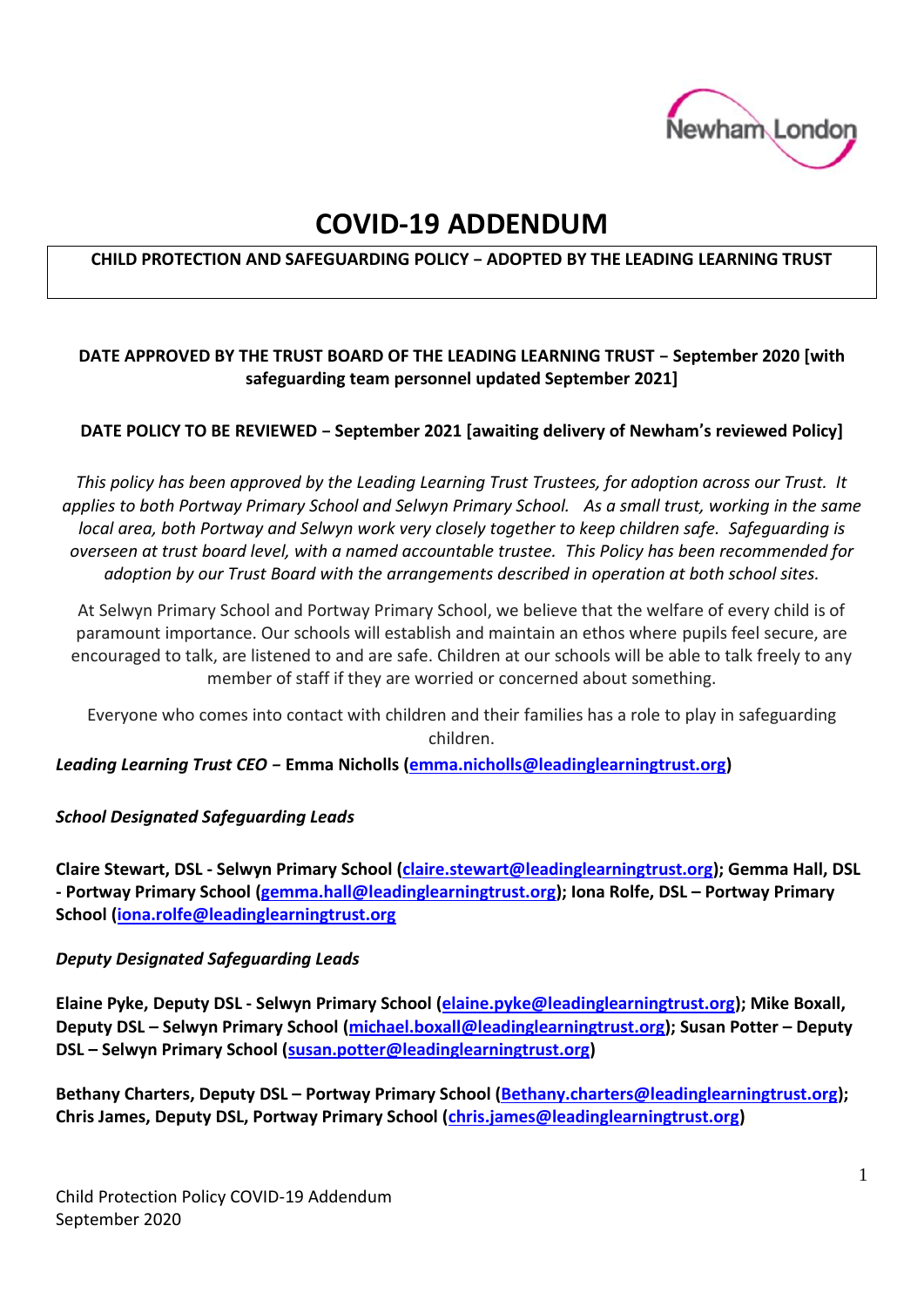Newham London

# COVID-19 ADDENDUM

**CHILD PROTECTION AND SAFEGUARDING POLICY – ADOPTED BY THE LEADING LEARNING TRUST**

**DATE APPROVED BY THE TRUST BOARD OF THE LEADING LEARNING TRUST – September 2020 [with safeguarding team personnel updated September 2021]**

**DATE POLICY TO BE REVIEWED – September 2021 [awaiting delivery of Newham's reviewed Policy]**

*This policy has been approved by the Leading Learning Trust Trustees, for adoption across our Trust. It applies to both Portway Primary School and Selwyn Primary School. As a small trust, working in the same local area, both Portway and Selwyn work very closely together to keep children safe. Safeguarding is overseen at trust board level, with a named accountable trustee. This Policy has been recommended for adoption by our Trust Board with the arrangements described in operation at both school sites.*

At Selwyn Primary School and Portway Primary School, we believe that the welfare of every child is of paramount importance. Our schools will establish and maintain an ethos where pupils feel secure, are encouraged to talk, are listened to and are safe. Children at our schools will be able to talk freely to any member of staff if they are worried or concerned about something.

Everyone who comes into contact with children and their families has a role to play in safeguarding children.

***Leading Learning Trust CEO* – Emma Nicholls (emma.nicholls@leadinglearningtrust.org)**

***School Designated Safeguarding Leads***

**Claire Stewart, DSL - Selwyn Primary School (claire.stewart@leadinglearningtrust.org); Gemma Hall, DSL - Portway Primary School (gemma.hall@leadinglearningtrust.org); Iona Rolfe, DSL – Portway Primary School (iona.rolfe@leadinglearningtrust.org**

***Deputy Designated Safeguarding Leads***

**Elaine Pyke, Deputy DSL - Selwyn Primary School (elaine.pyke@leadinglearningtrust.org); Mike Boxall, Deputy DSL – Selwyn Primary School (michael.boxall@leadinglearningtrust.org); Susan Potter – Deputy DSL – Selwyn Primary School (susan.potter@leadinglearningtrust.org)**

**Bethany Charters, Deputy DSL – Portway Primary School (Bethany.charters@leadinglearningtrust.org); Chris James, Deputy DSL, Portway Primary School (chris.james@leadinglearningtrust.org)**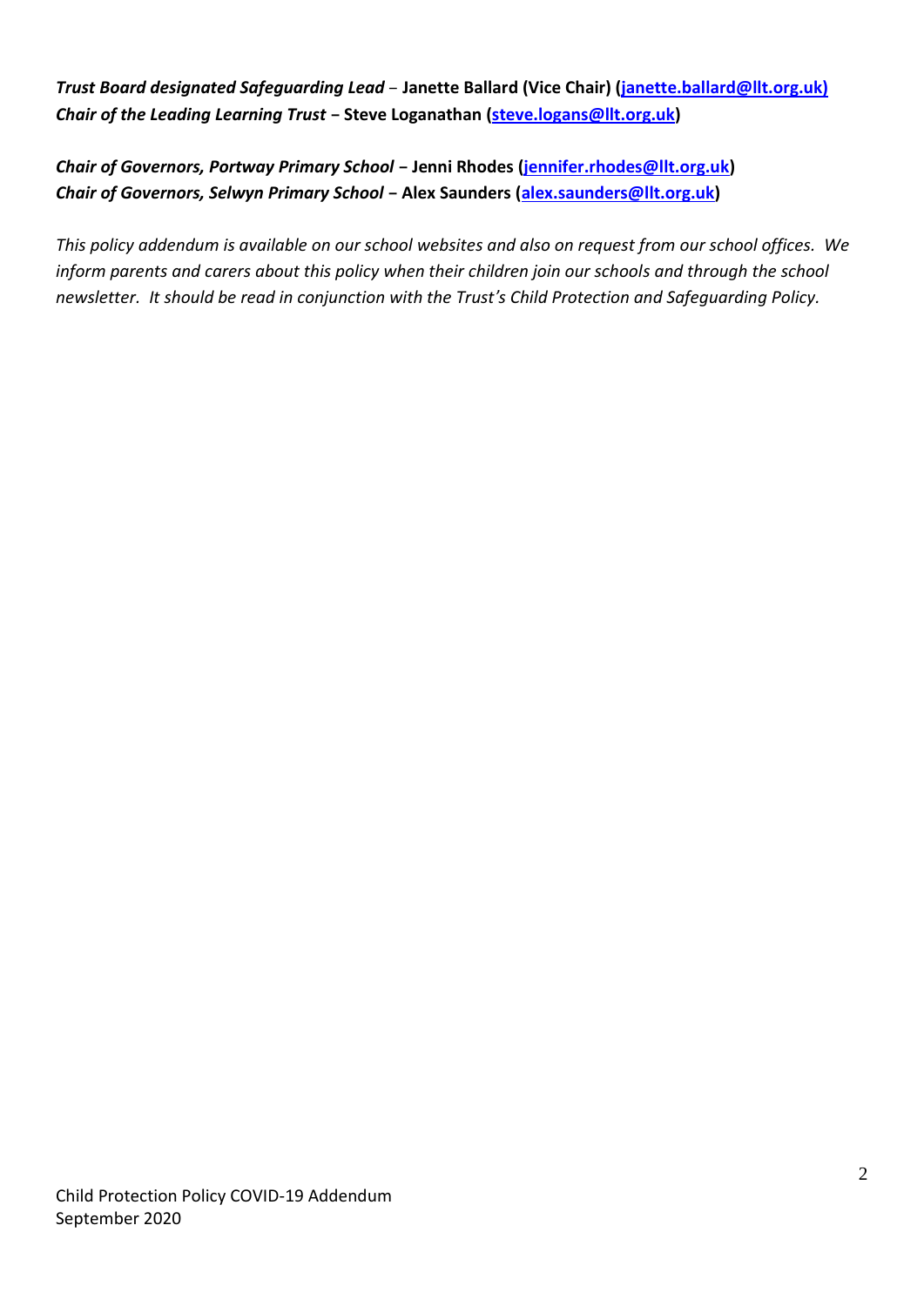***Trust Board designated Safeguarding Lead*** – **Janette Ballard (Vice Chair) ([janette.ballard@llt.org.uk)](mailto:janette.ballard@llt.org.uk)**
***Chair of the Leading Learning Trust*** **– Steve Loganathan ([steve.logans@llt.org.uk](mailto:steve.logans@llt.org.uk))**

***Chair of Governors, Portway Primary School*** **– Jenni Rhodes ([jennifer.rhodes@llt.org.uk](mailto:jennifer.rhodes@llt.org.uk))**
***Chair of Governors, Selwyn Primary School*** **– Alex Saunders ([alex.saunders@llt.org.uk](mailto:alex.saunders@llt.org.uk))**

*This policy addendum is available on our school websites and also on request from our school offices. We inform parents and carers about this policy when their children join our schools and through the school newsletter. It should be read in conjunction with the Trust's Child Protection and Safeguarding Policy.*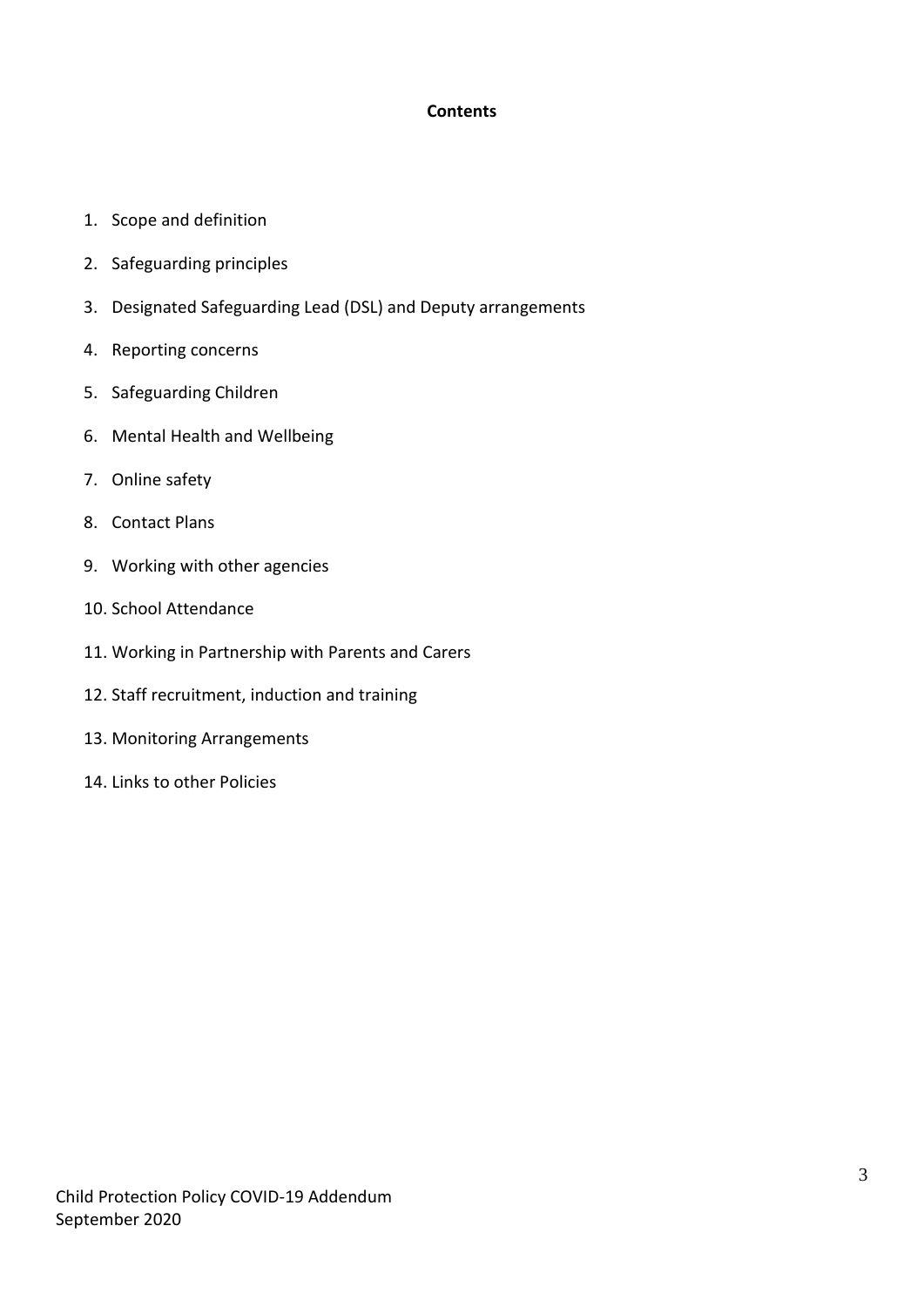**Contents**

1. Scope and definition
2. Safeguarding principles
3. Designated Safeguarding Lead (DSL) and Deputy arrangements
4. Reporting concerns
5. Safeguarding Children
6. Mental Health and Wellbeing
7. Online safety
8. Contact Plans
9. Working with other agencies
10. School Attendance
11. Working in Partnership with Parents and Carers
12. Staff recruitment, induction and training
13. Monitoring Arrangements
14. Links to other Policies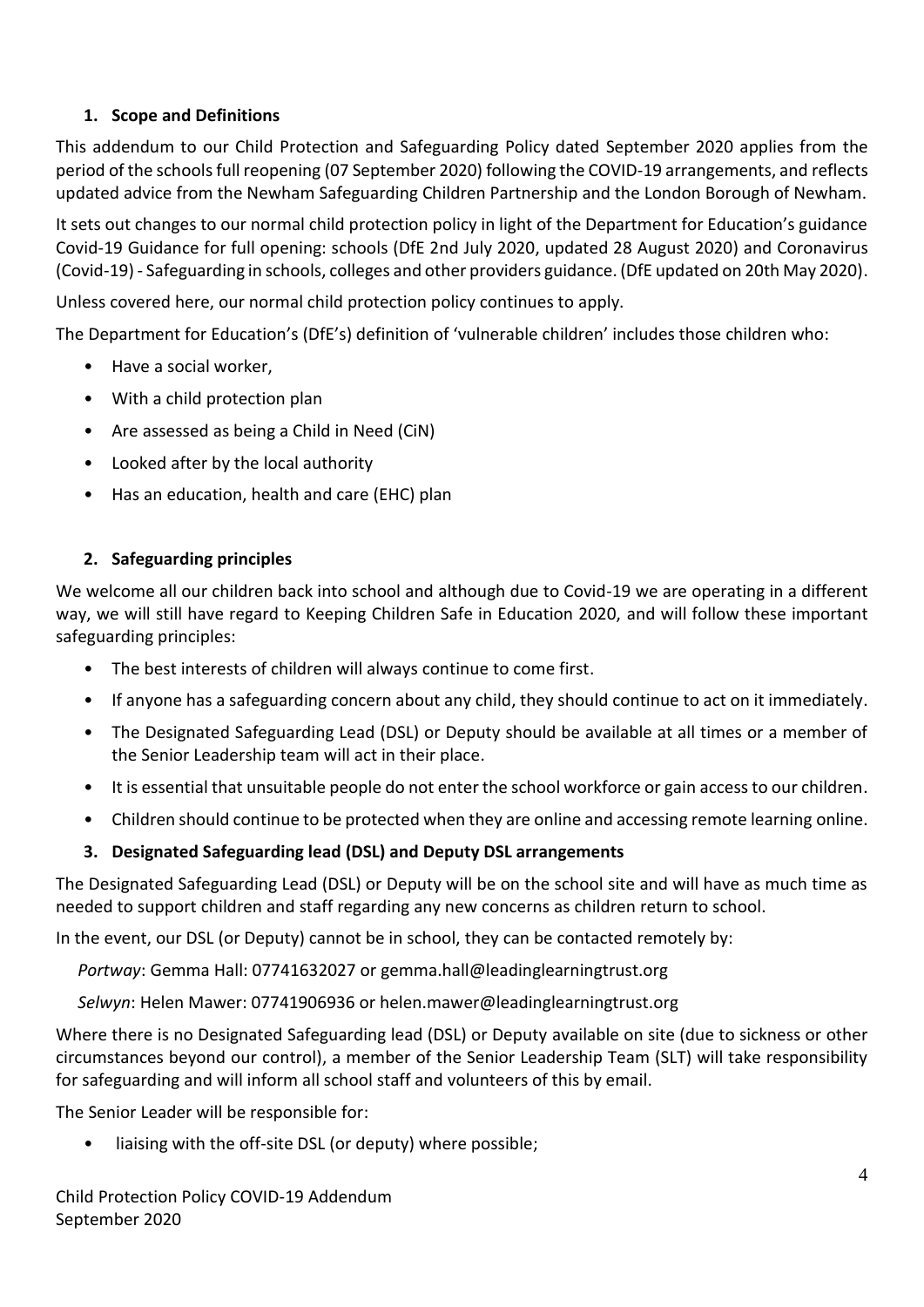## 1. Scope and Definitions

This addendum to our Child Protection and Safeguarding Policy dated September 2020 applies from the period of the schools full reopening (07 September 2020) following the COVID-19 arrangements, and reflects updated advice from the Newham Safeguarding Children Partnership and the London Borough of Newham.

It sets out changes to our normal child protection policy in light of the Department for Education's guidance Covid-19 Guidance for full opening: schools (DfE 2nd July 2020, updated 28 August 2020) and Coronavirus (Covid-19) - Safeguarding in schools, colleges and other providers guidance. (DfE updated on 20th May 2020).

Unless covered here, our normal child protection policy continues to apply.

The Department for Education's (DfE's) definition of 'vulnerable children' includes those children who:

- Have a social worker,
- With a child protection plan
- Are assessed as being a Child in Need (CiN)
- Looked after by the local authority
- Has an education, health and care (EHC) plan

## 2. Safeguarding principles

We welcome all our children back into school and although due to Covid-19 we are operating in a different way, we will still have regard to Keeping Children Safe in Education 2020, and will follow these important safeguarding principles:

- The best interests of children will always continue to come first.
- If anyone has a safeguarding concern about any child, they should continue to act on it immediately.
- The Designated Safeguarding Lead (DSL) or Deputy should be available at all times or a member of the Senior Leadership team will act in their place.
- It is essential that unsuitable people do not enter the school workforce or gain access to our children.
- Children should continue to be protected when they are online and accessing remote learning online.

## 3. Designated Safeguarding lead (DSL) and Deputy DSL arrangements

The Designated Safeguarding Lead (DSL) or Deputy will be on the school site and will have as much time as needed to support children and staff regarding any new concerns as children return to school.

In the event, our DSL (or Deputy) cannot be in school, they can be contacted remotely by:

*Portway*: Gemma Hall: 07741632027 or gemma.hall@leadinglearningtrust.org

*Selwyn*: Helen Mawer: 07741906936 or helen.mawer@leadinglearningtrust.org

Where there is no Designated Safeguarding lead (DSL) or Deputy available on site (due to sickness or other circumstances beyond our control), a member of the Senior Leadership Team (SLT) will take responsibility for safeguarding and will inform all school staff and volunteers of this by email.

The Senior Leader will be responsible for:

- liaising with the off-site DSL (or deputy) where possible;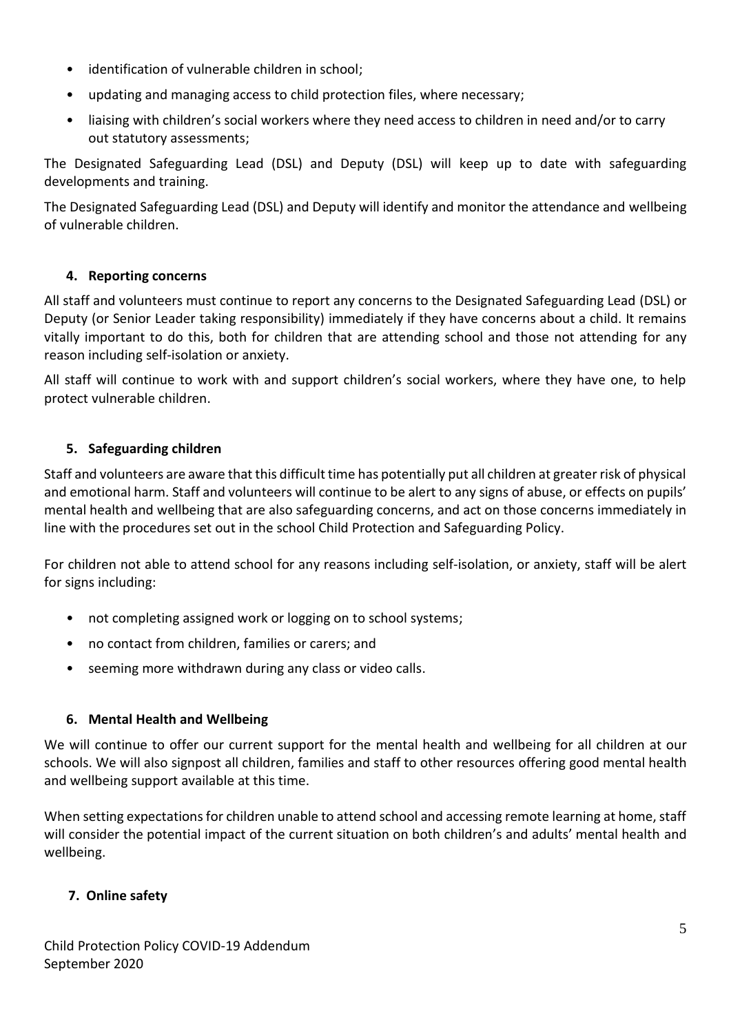- identification of vulnerable children in school;
- updating and managing access to child protection files, where necessary;
- liaising with children's social workers where they need access to children in need and/or to carry out statutory assessments;

The Designated Safeguarding Lead (DSL) and Deputy (DSL) will keep up to date with safeguarding developments and training.

The Designated Safeguarding Lead (DSL) and Deputy will identify and monitor the attendance and wellbeing of vulnerable children.

## 4. Reporting concerns

All staff and volunteers must continue to report any concerns to the Designated Safeguarding Lead (DSL) or Deputy (or Senior Leader taking responsibility) immediately if they have concerns about a child. It remains vitally important to do this, both for children that are attending school and those not attending for any reason including self-isolation or anxiety.

All staff will continue to work with and support children's social workers, where they have one, to help protect vulnerable children.

## 5. Safeguarding children

Staff and volunteers are aware that this difficult time has potentially put all children at greater risk of physical and emotional harm. Staff and volunteers will continue to be alert to any signs of abuse, or effects on pupils' mental health and wellbeing that are also safeguarding concerns, and act on those concerns immediately in line with the procedures set out in the school Child Protection and Safeguarding Policy.

For children not able to attend school for any reasons including self-isolation, or anxiety, staff will be alert for signs including:

- not completing assigned work or logging on to school systems;
- no contact from children, families or carers; and
- seeming more withdrawn during any class or video calls.

## 6. Mental Health and Wellbeing

We will continue to offer our current support for the mental health and wellbeing for all children at our schools. We will also signpost all children, families and staff to other resources offering good mental health and wellbeing support available at this time.

When setting expectations for children unable to attend school and accessing remote learning at home, staff will consider the potential impact of the current situation on both children's and adults' mental health and wellbeing.

## 7. Online safety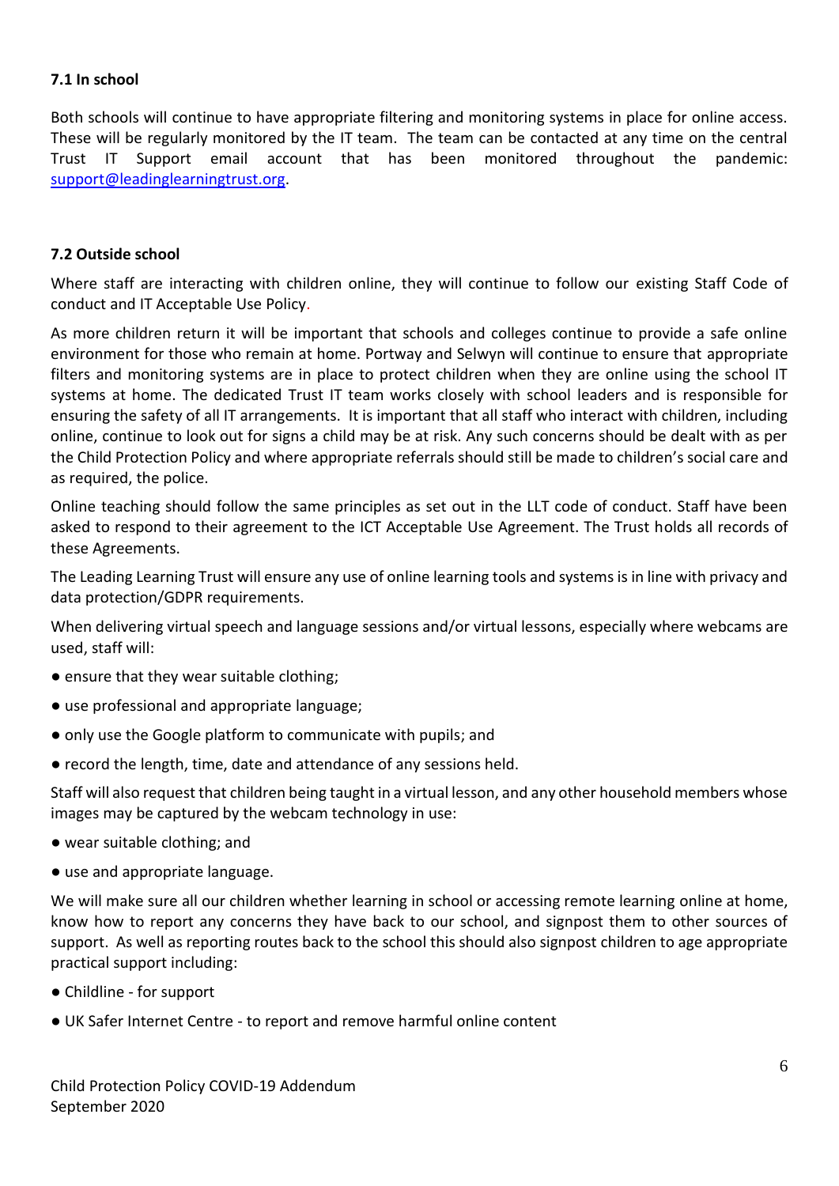### 7.1 In school

Both schools will continue to have appropriate filtering and monitoring systems in place for online access. These will be regularly monitored by the IT team. The team can be contacted at any time on the central Trust IT Support email account that has been monitored throughout the pandemic: support@leadinglearningtrust.org.

### 7.2 Outside school

Where staff are interacting with children online, they will continue to follow our existing Staff Code of conduct and IT Acceptable Use Policy.

As more children return it will be important that schools and colleges continue to provide a safe online environment for those who remain at home. Portway and Selwyn will continue to ensure that appropriate filters and monitoring systems are in place to protect children when they are online using the school IT systems at home. The dedicated Trust IT team works closely with school leaders and is responsible for ensuring the safety of all IT arrangements. It is important that all staff who interact with children, including online, continue to look out for signs a child may be at risk. Any such concerns should be dealt with as per the Child Protection Policy and where appropriate referrals should still be made to children's social care and as required, the police.

Online teaching should follow the same principles as set out in the LLT code of conduct. Staff have been asked to respond to their agreement to the ICT Acceptable Use Agreement. The Trust holds all records of these Agreements.

The Leading Learning Trust will ensure any use of online learning tools and systems is in line with privacy and data protection/GDPR requirements.

When delivering virtual speech and language sessions and/or virtual lessons, especially where webcams are used, staff will:

- ensure that they wear suitable clothing;
- use professional and appropriate language;
- only use the Google platform to communicate with pupils; and
- record the length, time, date and attendance of any sessions held.

Staff will also request that children being taught in a virtual lesson, and any other household members whose images may be captured by the webcam technology in use:

- wear suitable clothing; and
- use and appropriate language.

We will make sure all our children whether learning in school or accessing remote learning online at home, know how to report any concerns they have back to our school, and signpost them to other sources of support. As well as reporting routes back to the school this should also signpost children to age appropriate practical support including:

- Childline - for support
- UK Safer Internet Centre - to report and remove harmful online content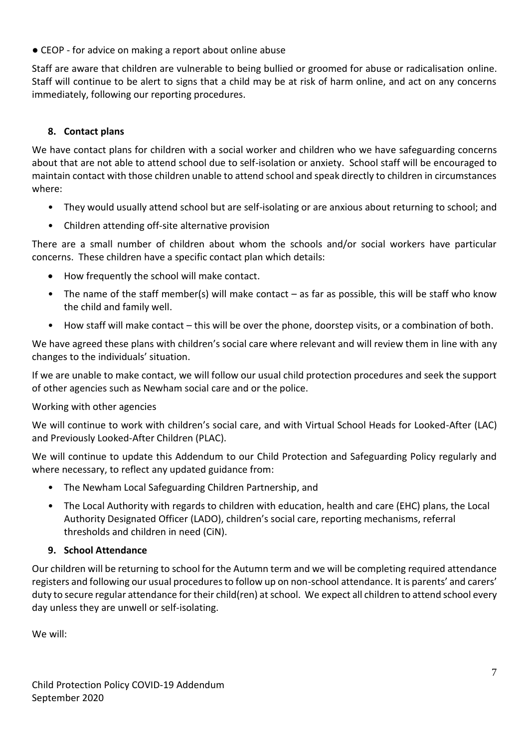- CEOP - for advice on making a report about online abuse

Staff are aware that children are vulnerable to being bullied or groomed for abuse or radicalisation online. Staff will continue to be alert to signs that a child may be at risk of harm online, and act on any concerns immediately, following our reporting procedures.

## 8. Contact plans

We have contact plans for children with a social worker and children who we have safeguarding concerns about that are not able to attend school due to self-isolation or anxiety. School staff will be encouraged to maintain contact with those children unable to attend school and speak directly to children in circumstances where:

- They would usually attend school but are self-isolating or are anxious about returning to school; and
- Children attending off-site alternative provision

There are a small number of children about whom the schools and/or social workers have particular concerns. These children have a specific contact plan which details:

- How frequently the school will make contact.
- The name of the staff member(s) will make contact – as far as possible, this will be staff who know the child and family well.
- How staff will make contact – this will be over the phone, doorstep visits, or a combination of both.

We have agreed these plans with children's social care where relevant and will review them in line with any changes to the individuals' situation.

If we are unable to make contact, we will follow our usual child protection procedures and seek the support of other agencies such as Newham social care and or the police.

Working with other agencies

We will continue to work with children's social care, and with Virtual School Heads for Looked-After (LAC) and Previously Looked-After Children (PLAC).

We will continue to update this Addendum to our Child Protection and Safeguarding Policy regularly and where necessary, to reflect any updated guidance from:

- The Newham Local Safeguarding Children Partnership, and
- The Local Authority with regards to children with education, health and care (EHC) plans, the Local Authority Designated Officer (LADO), children's social care, reporting mechanisms, referral thresholds and children in need (CiN).

## 9. School Attendance

Our children will be returning to school for the Autumn term and we will be completing required attendance registers and following our usual procedures to follow up on non-school attendance. It is parents' and carers' duty to secure regular attendance for their child(ren) at school. We expect all children to attend school every day unless they are unwell or self-isolating.

We will: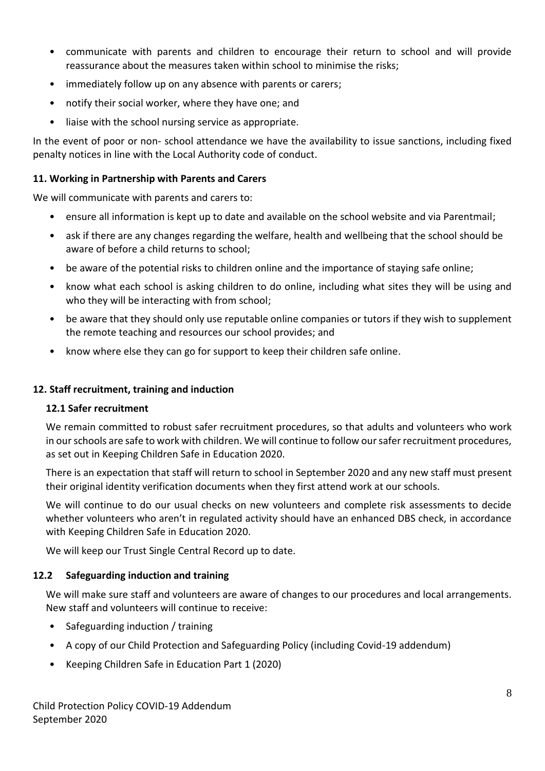- communicate with parents and children to encourage their return to school and will provide reassurance about the measures taken within school to minimise the risks;
- immediately follow up on any absence with parents or carers;
- notify their social worker, where they have one; and
- liaise with the school nursing service as appropriate.

In the event of poor or non- school attendance we have the availability to issue sanctions, including fixed penalty notices in line with the Local Authority code of conduct.

### 11. Working in Partnership with Parents and Carers

We will communicate with parents and carers to:

- ensure all information is kept up to date and available on the school website and via Parentmail;
- ask if there are any changes regarding the welfare, health and wellbeing that the school should be aware of before a child returns to school;
- be aware of the potential risks to children online and the importance of staying safe online;
- know what each school is asking children to do online, including what sites they will be using and who they will be interacting with from school;
- be aware that they should only use reputable online companies or tutors if they wish to supplement the remote teaching and resources our school provides; and
- know where else they can go for support to keep their children safe online.

### 12. Staff recruitment, training and induction

#### 12.1 Safer recruitment

We remain committed to robust safer recruitment procedures, so that adults and volunteers who work in our schools are safe to work with children. We will continue to follow our safer recruitment procedures, as set out in Keeping Children Safe in Education 2020.

There is an expectation that staff will return to school in September 2020 and any new staff must present their original identity verification documents when they first attend work at our schools.

We will continue to do our usual checks on new volunteers and complete risk assessments to decide whether volunteers who aren't in regulated activity should have an enhanced DBS check, in accordance with Keeping Children Safe in Education 2020.

We will keep our Trust Single Central Record up to date.

#### 12.2 Safeguarding induction and training

We will make sure staff and volunteers are aware of changes to our procedures and local arrangements. New staff and volunteers will continue to receive:

- Safeguarding induction / training
- A copy of our Child Protection and Safeguarding Policy (including Covid-19 addendum)
- Keeping Children Safe in Education Part 1 (2020)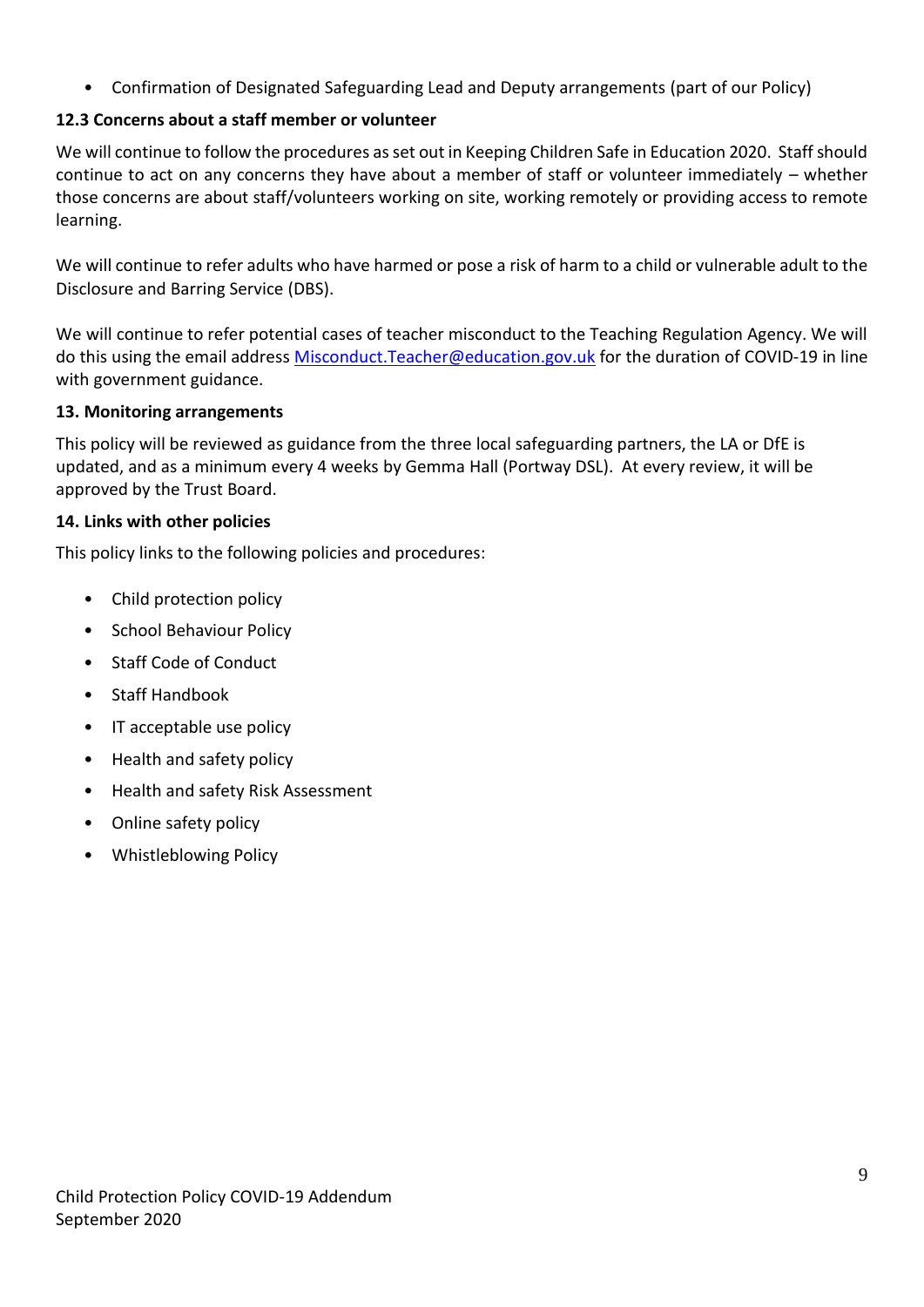- Confirmation of Designated Safeguarding Lead and Deputy arrangements (part of our Policy)

**12.3 Concerns about a staff member or volunteer**

We will continue to follow the procedures as set out in Keeping Children Safe in Education 2020. Staff should continue to act on any concerns they have about a member of staff or volunteer immediately – whether those concerns are about staff/volunteers working on site, working remotely or providing access to remote learning.

We will continue to refer adults who have harmed or pose a risk of harm to a child or vulnerable adult to the Disclosure and Barring Service (DBS).

We will continue to refer potential cases of teacher misconduct to the Teaching Regulation Agency. We will do this using the email address Misconduct.Teacher@education.gov.uk for the duration of COVID-19 in line with government guidance.

**13. Monitoring arrangements**

This policy will be reviewed as guidance from the three local safeguarding partners, the LA or DfE is updated, and as a minimum every 4 weeks by Gemma Hall (Portway DSL). At every review, it will be approved by the Trust Board.

**14. Links with other policies**

This policy links to the following policies and procedures:

- Child protection policy
- School Behaviour Policy
- Staff Code of Conduct
- Staff Handbook
- IT acceptable use policy
- Health and safety policy
- Health and safety Risk Assessment
- Online safety policy
- Whistleblowing Policy